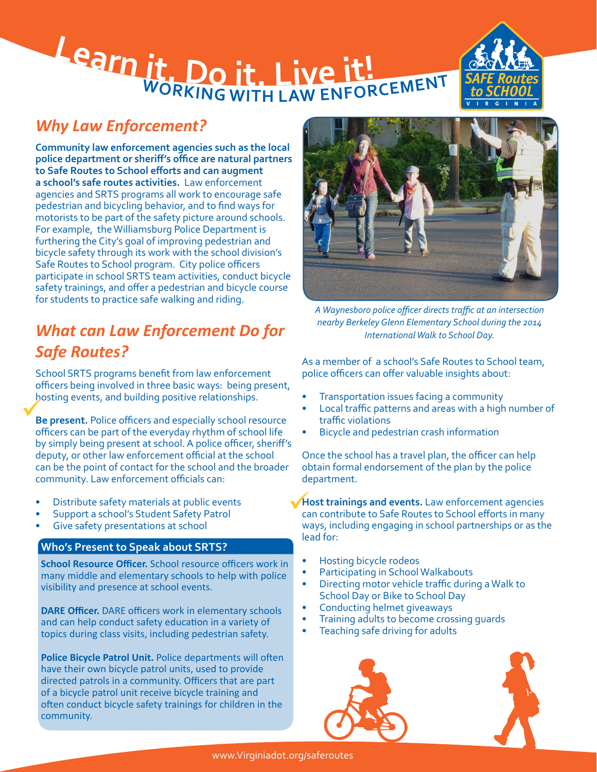# Learn it, Do it, Live it!

## WORKING WITH LAW ENFORCEMENT

## *Why Law Enforcement?*

**Community law enforcement agencies such as the local police department or sheriff's office are natural partners to Safe Routes to School efforts and can augment a school's safe routes activities.** Law enforcement agencies and SRTS programs all work to encourage safe pedestrian and bicycling behavior, and to find ways for motorists to be part of the safety picture around schools. For example, the Williamsburg Police Department is furthering the City's goal of improving pedestrian and bicycle safety through its work with the school division's Safe Routes to School program. City police officers participate in school SRTS team activities, conduct bicycle safety trainings, and offer a pedestrian and bicycle course for students to practice safe walking and riding.

*A Waynesboro police officer directs traffic at an intersection nearby Berkeley Glenn Elementary School during the 2014 International Walk to School Day.*

## *What can Law Enforcement Do for Safe Routes?*

School SRTS programs benefit from law enforcement officers being involved in three basic ways: being present, hosting events, and building positive relationships.

✓ **Be present.** Police officers and especially school resource officers can be part of the everyday rhythm of school life by simply being present at school. A police officer, sheriff's deputy, or other law enforcement official at the school can be the point of contact for the school and the broader community. Law enforcement officials can:

- Distribute safety materials at public events
- Support a school's Student Safety Patrol
- Give safety presentations at school

### Who's Present to Speak about SRTS?

**School Resource Officer.** School resource officers work in many middle and elementary schools to help with police visibility and presence at school events.

**DARE Officer.** DARE officers work in elementary schools and can help conduct safety education in a variety of topics during class visits, including pedestrian safety.

**Police Bicycle Patrol Unit.** Police departments will often have their own bicycle patrol units, used to provide directed patrols in a community. Officers that are part of a bicycle patrol unit receive bicycle training and often conduct bicycle safety trainings for children in the community.

As a member of a school's Safe Routes to School team, police officers can offer valuable insights about:

- Transportation issues facing a community
- Local traffic patterns and areas with a high number of traffic violations
- Bicycle and pedestrian crash information

Once the school has a travel plan, the officer can help obtain formal endorsement of the plan by the police department.

✓ **Host trainings and events.** Law enforcement agencies can contribute to Safe Routes to School efforts in many ways, including engaging in school partnerships or as the lead for:

- Hosting bicycle rodeos
- Participating in School Walkabouts
- Directing motor vehicle traffic during a Walk to School Day or Bike to School Day
- Conducting helmet giveaways
- Training adults to become crossing guards
- Teaching safe driving for adults

www.Virginiadot.org/saferoutes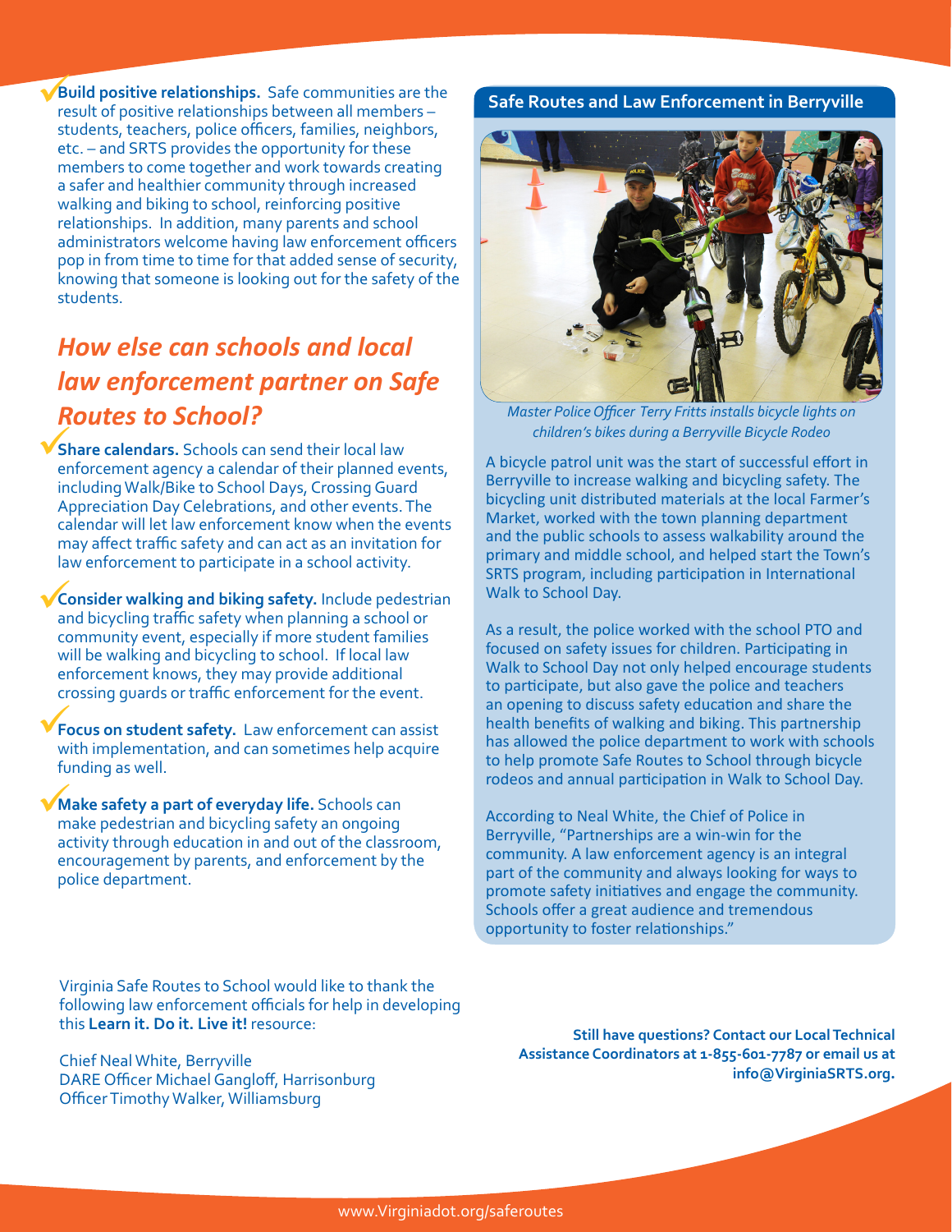**Build positive relationships.** Safe communities are the result of positive relationships between all members – students, teachers, police officers, families, neighbors, etc. – and SRTS provides the opportunity for these members to come together and work towards creating a safer and healthier community through increased walking and biking to school, reinforcing positive relationships. In addition, many parents and school administrators welcome having law enforcement officers pop in from time to time for that added sense of security, knowing that someone is looking out for the safety of the students.

## *How else can schools and local law enforcement partner on Safe Routes to School?*

**Share calendars.** Schools can send their local law enforcement agency a calendar of their planned events, including Walk/Bike to School Days, Crossing Guard Appreciation Day Celebrations, and other events. The calendar will let law enforcement know when the events may affect traffic safety and can act as an invitation for law enforcement to participate in a school activity.

**Consider walking and biking safety.** Include pedestrian and bicycling traffic safety when planning a school or community event, especially if more student families will be walking and bicycling to school. If local law enforcement knows, they may provide additional crossing guards or traffic enforcement for the event.

**Focus on student safety.** Law enforcement can assist with implementation, and can sometimes help acquire funding as well.

**Make safety a part of everyday life.** Schools can make pedestrian and bicycling safety an ongoing activity through education in and out of the classroom, encouragement by parents, and enforcement by the police department.

### Safe Routes and Law Enforcement in Berryville

*Master Police Officer Terry Fritts installs bicycle lights on children's bikes during a Berryville Bicycle Rodeo*

A bicycle patrol unit was the start of successful effort in Berryville to increase walking and bicycling safety. The bicycling unit distributed materials at the local Farmer's Market, worked with the town planning department and the public schools to assess walkability around the primary and middle school, and helped start the Town's SRTS program, including participation in International Walk to School Day.

As a result, the police worked with the school PTO and focused on safety issues for children. Participating in Walk to School Day not only helped encourage students to participate, but also gave the police and teachers an opening to discuss safety education and share the health benefits of walking and biking. This partnership has allowed the police department to work with schools to help promote Safe Routes to School through bicycle rodeos and annual participation in Walk to School Day.

According to Neal White, the Chief of Police in Berryville, "Partnerships are a win-win for the community. A law enforcement agency is an integral part of the community and always looking for ways to promote safety initiatives and engage the community. Schools offer a great audience and tremendous opportunity to foster relationships."

Virginia Safe Routes to School would like to thank the following law enforcement officials for help in developing this **Learn it. Do it. Live it!** resource:

Chief Neal White, Berryville
DARE Officer Michael Gangloff, Harrisonburg
Officer Timothy Walker, Williamsburg

**Still have questions? Contact our Local Technical Assistance Coordinators at 1-855-601-7787 or email us at info@VirginiaSRTS.org.**

www.Virginiadot.org/saferoutes